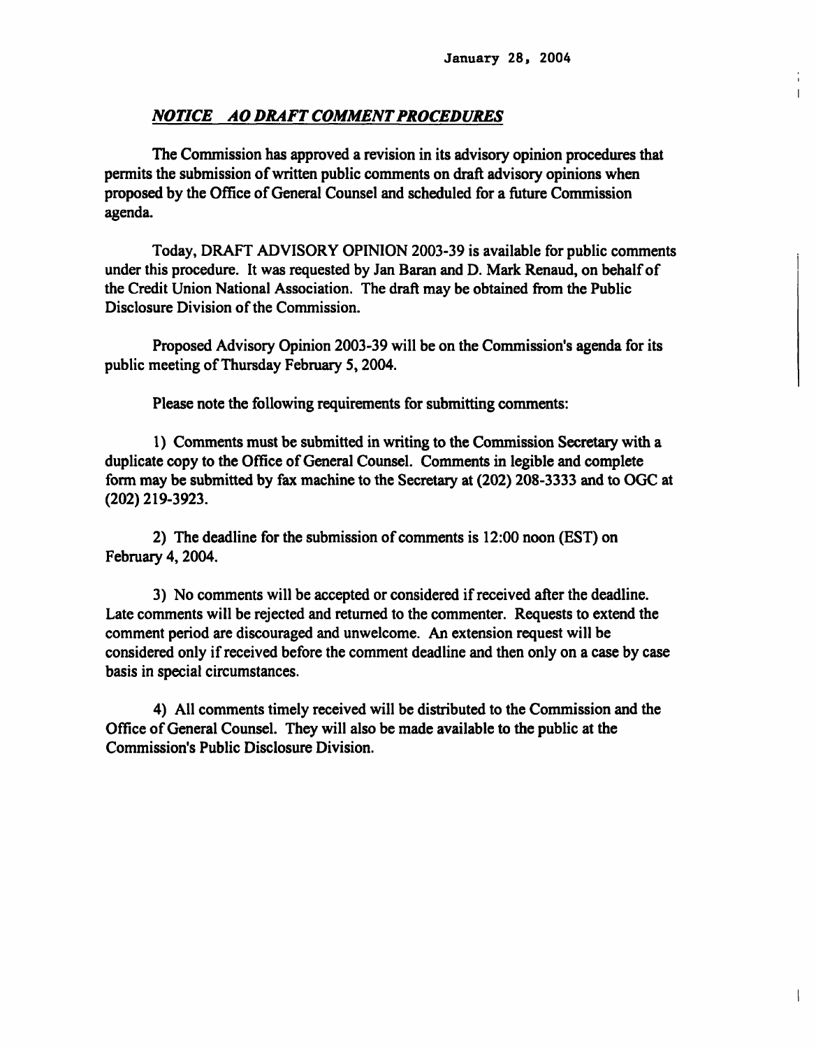January 28, 2004

## *NOTICE AO DRAFT COMMENT PROCEDURES*

The Commission has approved a revision in its advisory opinion procedures that permits the submission of written public comments on draft advisory opinions when proposed by the Office of General Counsel and scheduled for a future Commission agenda.

Today, DRAFT ADVISORY OPINION 2003-39 is available for public comments under this procedure. It was requested by Jan Baran and D. Mark Renaud, on behalf of the Credit Union National Association. The draft may be obtained from the Public Disclosure Division of the Commission.

Proposed Advisory Opinion 2003-39 will be on the Commission's agenda for its public meeting of Thursday February 5, 2004.

Please note the following requirements for submitting comments:

1) Comments must be submitted in writing to the Commission Secretary with a duplicate copy to the Office of General Counsel. Comments in legible and complete form may be submitted by fax machine to the Secretary at (202) 208-3333 and to OGC at (202) 219-3923.

2) The deadline for the submission of comments is 12:00 noon (EST) on February 4, 2004.

3) No comments will be accepted or considered if received after the deadline. Late comments will be rejected and returned to the commenter. Requests to extend the comment period are discouraged and unwelcome. An extension request will be considered only if received before the comment deadline and then only on a case by case basis in special circumstances.

4) All comments timely received will be distributed to the Commission and the Office of General Counsel. They will also be made available to the public at the Commission's Public Disclosure Division.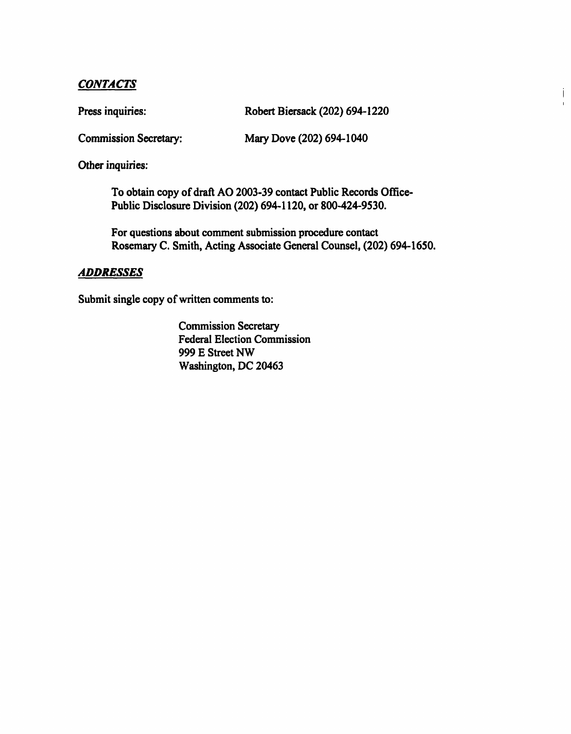## *CONTACTS*

Press inquiries: Robert Biersack (202) 694-1220

Commission Secretary: Mary Dove (202) 694-1040

Other inquiries:

To obtain copy of draft AO 2003-39 contact Public Records Office-Public Disclosure Division (202) 694-1120, or 800-424-9530.

For questions about comment submission procedure contact Rosemary C. Smith, Acting Associate General Counsel, (202) 694-1650.

## *ADDRESSES*

Submit single copy of written comments to:

Commission Secretary
Federal Election Commission
999 E Street NW
Washington, DC 20463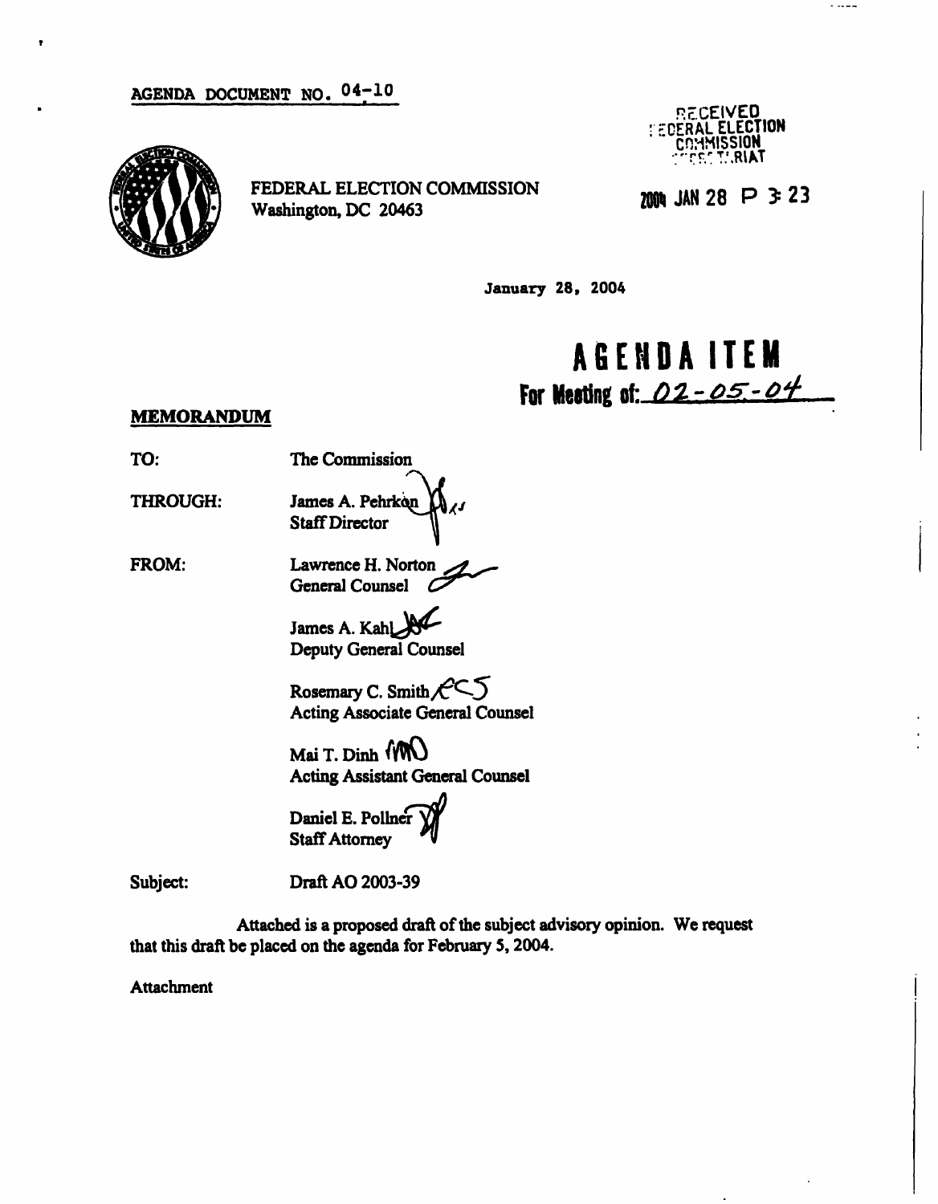AGENDA DOCUMENT NO. 04-10

RECEIVED
FEDERAL ELECTION
COMMISSION
SECRETARIAT

FEDERAL ELECTION COMMISSION
Washington, DC 20463

2004 JAN 28 P 3:23

January 28, 2004

# AGENDA ITEM

**For Meeting of: 02-05-04**

## MEMORANDUM

TO: The Commission

THROUGH: James A. Pehrkon
Staff Director

FROM: Lawrence H. Norton
General Counsel

James A. Kahl
Deputy General Counsel

Rosemary C. Smith
Acting Associate General Counsel

Mai T. Dinh
Acting Assistant General Counsel

Daniel E. Pollner
Staff Attorney

Subject: Draft AO 2003-39

Attached is a proposed draft of the subject advisory opinion. We request that this draft be placed on the agenda for February 5, 2004.

Attachment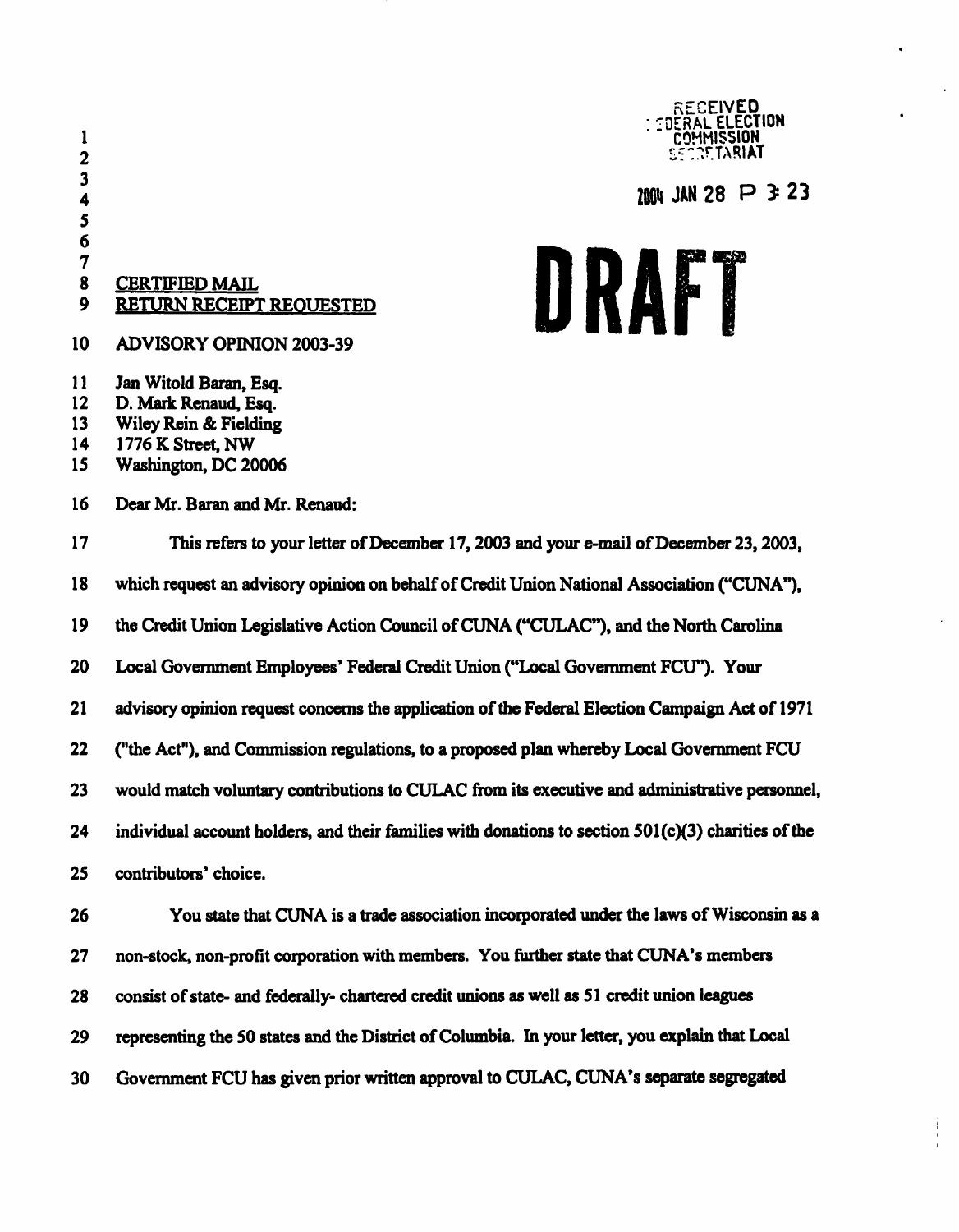RECEIVED
FEDERAL ELECTION
COMMISSION
SECRETARIAT

2004 JAN 28 P 3:23

**DRAFT**

CERTIFIED MAIL
RETURN RECEIPT REQUESTED

ADVISORY OPINION 2003-39

Jan Witold Baran, Esq.
D. Mark Renaud, Esq.
Wiley Rein & Fielding
1776 K Street, NW
Washington, DC 20006

Dear Mr. Baran and Mr. Renaud:

This refers to your letter of December 17, 2003 and your e-mail of December 23, 2003, which request an advisory opinion on behalf of Credit Union National Association ("CUNA"), the Credit Union Legislative Action Council of CUNA ("CULAC"), and the North Carolina Local Government Employees' Federal Credit Union ("Local Government FCU"). Your advisory opinion request concerns the application of the Federal Election Campaign Act of 1971 ("the Act"), and Commission regulations, to a proposed plan whereby Local Government FCU would match voluntary contributions to CULAC from its executive and administrative personnel, individual account holders, and their families with donations to section 501(c)(3) charities of the contributors' choice.

You state that CUNA is a trade association incorporated under the laws of Wisconsin as a non-stock, non-profit corporation with members. You further state that CUNA's members consist of state- and federally- chartered credit unions as well as 51 credit union leagues representing the 50 states and the District of Columbia. In your letter, you explain that Local Government FCU has given prior written approval to CULAC, CUNA's separate segregated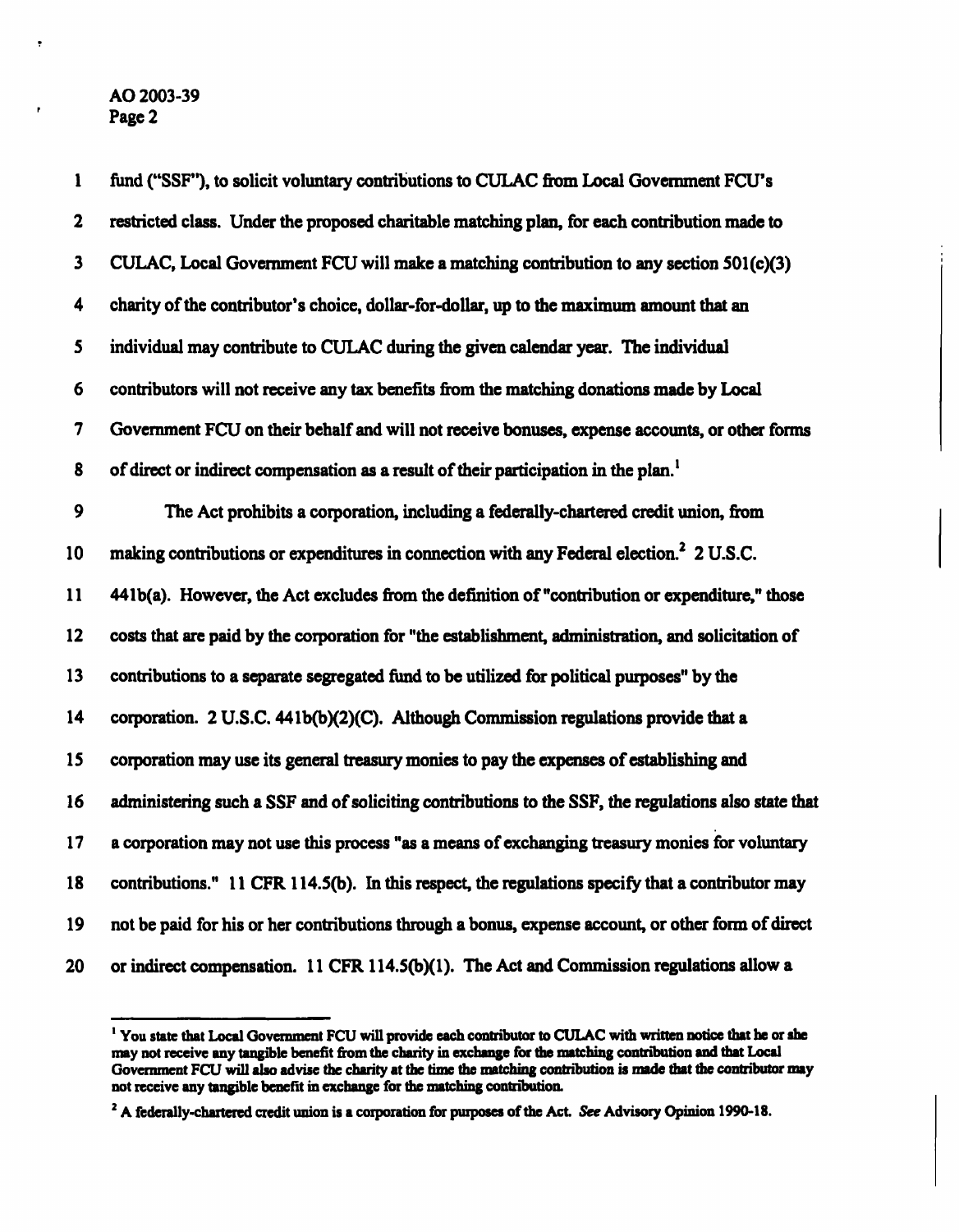fund ("SSF"), to solicit voluntary contributions to CULAC from Local Government FCU's restricted class. Under the proposed charitable matching plan, for each contribution made to CULAC, Local Government FCU will make a matching contribution to any section 501(c)(3) charity of the contributor's choice, dollar-for-dollar, up to the maximum amount that an individual may contribute to CULAC during the given calendar year. The individual contributors will not receive any tax benefits from the matching donations made by Local Government FCU on their behalf and will not receive bonuses, expense accounts, or other forms of direct or indirect compensation as a result of their participation in the plan.[1]

The Act prohibits a corporation, including a federally-chartered credit union, from making contributions or expenditures in connection with any Federal election.[2] 2 U.S.C. 441b(a). However, the Act excludes from the definition of "contribution or expenditure," those costs that are paid by the corporation for "the establishment, administration, and solicitation of contributions to a separate segregated fund to be utilized for political purposes" by the corporation. 2 U.S.C. 441b(b)(2)(C). Although Commission regulations provide that a corporation may use its general treasury monies to pay the expenses of establishing and administering such a SSF and of soliciting contributions to the SSF, the regulations also state that a corporation may not use this process "as a means of exchanging treasury monies for voluntary contributions." 11 CFR 114.5(b). In this respect, the regulations specify that a contributor may not be paid for his or her contributions through a bonus, expense account, or other form of direct or indirect compensation. 11 CFR 114.5(b)(1). The Act and Commission regulations allow a

---

[1] You state that Local Government FCU will provide each contributor to CULAC with written notice that he or she may not receive any tangible benefit from the charity in exchange for the matching contribution and that Local Government FCU will also advise the charity at the time the matching contribution is made that the contributor may not receive any tangible benefit in exchange for the matching contribution.

[2] A federally-chartered credit union is a corporation for purposes of the Act. *See* Advisory Opinion 1990-18.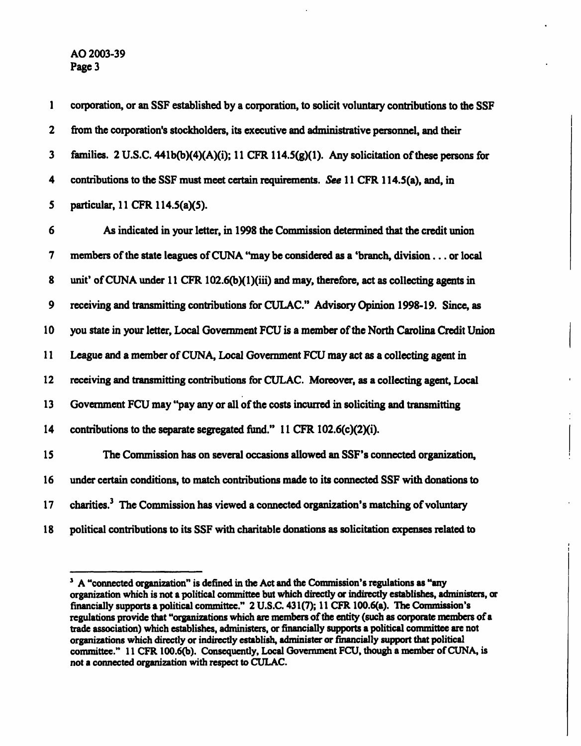corporation, or an SSF established by a corporation, to solicit voluntary contributions to the SSF from the corporation's stockholders, its executive and administrative personnel, and their families. 2 U.S.C. 441b(b)(4)(A)(i); 11 CFR 114.5(g)(1). Any solicitation of these persons for contributions to the SSF must meet certain requirements. *See* 11 CFR 114.5(a), and, in particular, 11 CFR 114.5(a)(5).

As indicated in your letter, in 1998 the Commission determined that the credit union members of the state leagues of CUNA "may be considered as a 'branch, division . . . or local unit' of CUNA under 11 CFR 102.6(b)(1)(iii) and may, therefore, act as collecting agents in receiving and transmitting contributions for CULAC." Advisory Opinion 1998-19. Since, as you state in your letter, Local Government FCU is a member of the North Carolina Credit Union League and a member of CUNA, Local Government FCU may act as a collecting agent in receiving and transmitting contributions for CULAC. Moreover, as a collecting agent, Local Government FCU may "pay any or all of the costs incurred in soliciting and transmitting contributions to the separate segregated fund." 11 CFR 102.6(c)(2)(i).

The Commission has on several occasions allowed an SSF's connected organization, under certain conditions, to match contributions made to its connected SSF with donations to charities.[3] The Commission has viewed a connected organization's matching of voluntary political contributions to its SSF with charitable donations as solicitation expenses related to

---

[3] A "connected organization" is defined in the Act and the Commission's regulations as "any organization which is not a political committee but which directly or indirectly establishes, administers, or financially supports a political committee." 2 U.S.C. 431(7); 11 CFR 100.6(a). The Commission's regulations provide that "organizations which are members of the entity (such as corporate members of a trade association) which establishes, administers, or financially supports a political committee are not organizations which directly or indirectly establish, administer or financially support that political committee." 11 CFR 100.6(b). Consequently, Local Government FCU, though a member of CUNA, is not a connected organization with respect to CULAC.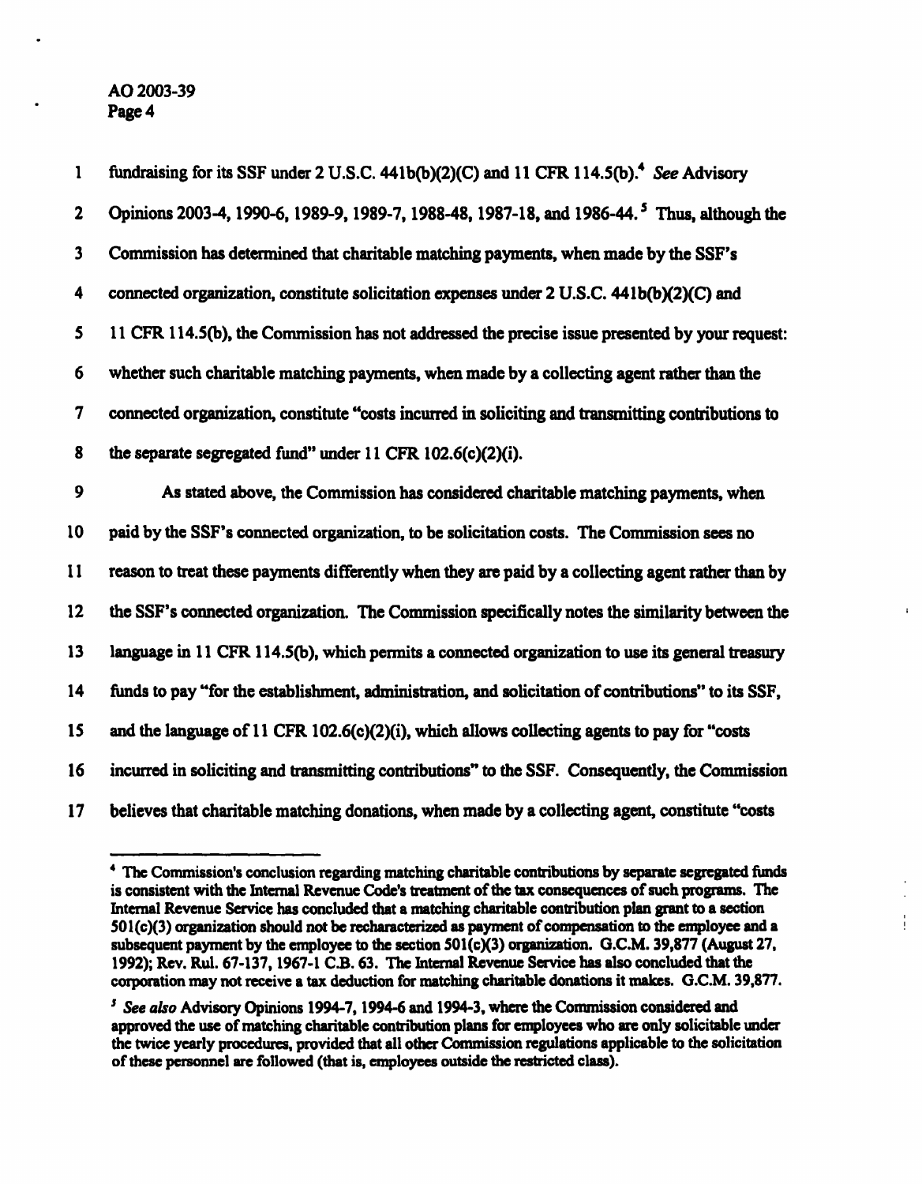fundraising for its SSF under 2 U.S.C. 441b(b)(2)(C) and 11 CFR 114.5(b).[4] *See* Advisory Opinions 2003-4, 1990-6, 1989-9, 1989-7, 1988-48, 1987-18, and 1986-44.[5] Thus, although the Commission has determined that charitable matching payments, when made by the SSF's connected organization, constitute solicitation expenses under 2 U.S.C. 441b(b)(2)(C) and 11 CFR 114.5(b), the Commission has not addressed the precise issue presented by your request: whether such charitable matching payments, when made by a collecting agent rather than the connected organization, constitute "costs incurred in soliciting and transmitting contributions to the separate segregated fund" under 11 CFR 102.6(c)(2)(i).

As stated above, the Commission has considered charitable matching payments, when paid by the SSF's connected organization, to be solicitation costs. The Commission sees no reason to treat these payments differently when they are paid by a collecting agent rather than by the SSF's connected organization. The Commission specifically notes the similarity between the language in 11 CFR 114.5(b), which permits a connected organization to use its general treasury funds to pay "for the establishment, administration, and solicitation of contributions" to its SSF, and the language of 11 CFR 102.6(c)(2)(i), which allows collecting agents to pay for "costs incurred in soliciting and transmitting contributions" to the SSF. Consequently, the Commission believes that charitable matching donations, when made by a collecting agent, constitute "costs

---

[4] The Commission's conclusion regarding matching charitable contributions by separate segregated funds is consistent with the Internal Revenue Code's treatment of the tax consequences of such programs. The Internal Revenue Service has concluded that a matching charitable contribution plan grant to a section 501(c)(3) organization should not be recharacterized as payment of compensation to the employee and a subsequent payment by the employee to the section 501(c)(3) organization. G.C.M. 39,877 (August 27, 1992); Rev. Rul. 67-137, 1967-1 C.B. 63. The Internal Revenue Service has also concluded that the corporation may not receive a tax deduction for matching charitable donations it makes. G.C.M. 39,877.

[5] *See also* Advisory Opinions 1994-7, 1994-6 and 1994-3, where the Commission considered and approved the use of matching charitable contribution plans for employees who are only solicitable under the twice yearly procedures, provided that all other Commission regulations applicable to the solicitation of these personnel are followed (that is, employees outside the restricted class).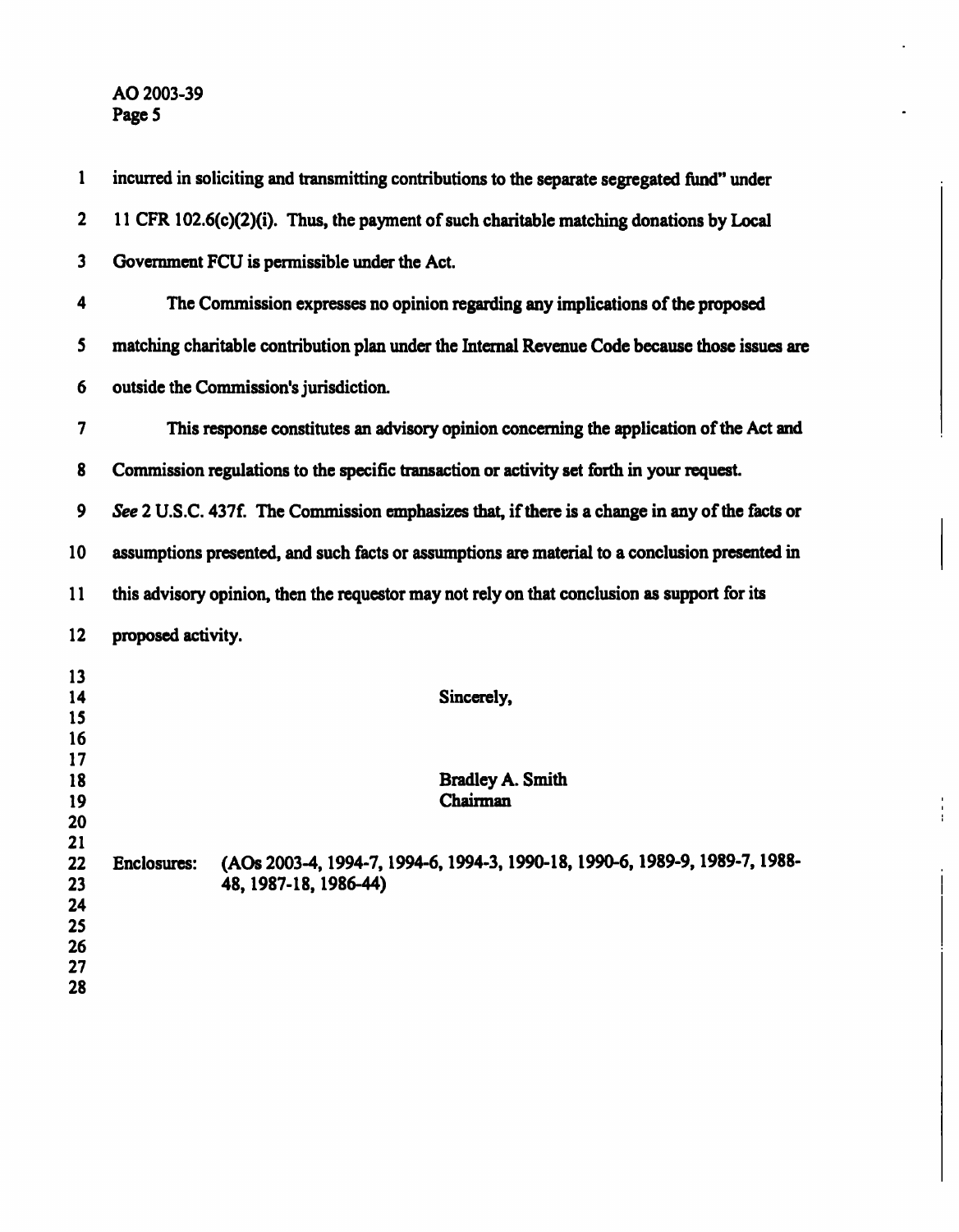incurred in soliciting and transmitting contributions to the separate segregated fund" under 11 CFR 102.6(c)(2)(i). Thus, the payment of such charitable matching donations by Local Government FCU is permissible under the Act.

The Commission expresses no opinion regarding any implications of the proposed matching charitable contribution plan under the Internal Revenue Code because those issues are outside the Commission's jurisdiction.

This response constitutes an advisory opinion concerning the application of the Act and Commission regulations to the specific transaction or activity set forth in your request. *See* 2 U.S.C. 437f. The Commission emphasizes that, if there is a change in any of the facts or assumptions presented, and such facts or assumptions are material to a conclusion presented in this advisory opinion, then the requestor may not rely on that conclusion as support for its proposed activity.

Sincerely,

Bradley A. Smith
Chairman

Enclosures: (AOs 2003-4, 1994-7, 1994-6, 1994-3, 1990-18, 1990-6, 1989-9, 1989-7, 1988-48, 1987-18, 1986-44)